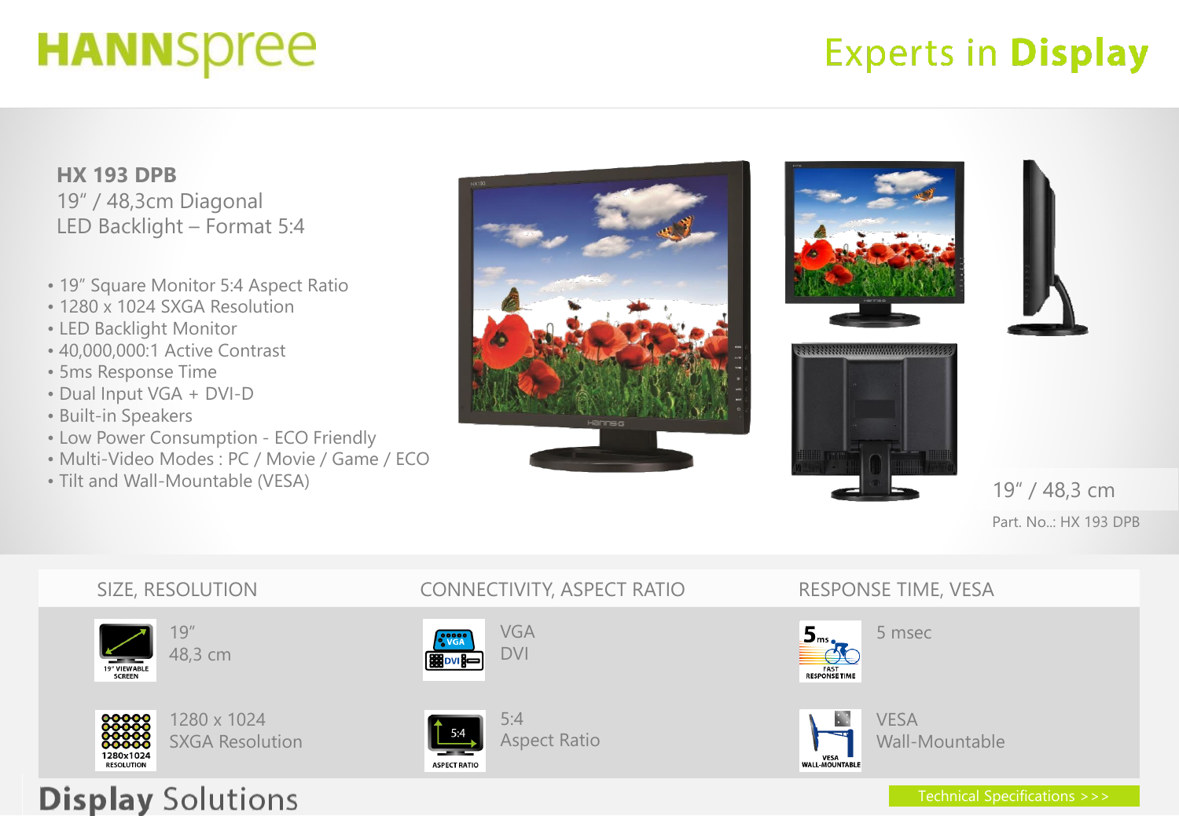HANNspree

Experts in **Display**

## HX 193 DPB

19" / 48,3cm Diagonal
LED Backlight – Format 5:4

- 19" Square Monitor 5:4 Aspect Ratio
- 1280 x 1024 SXGA Resolution
- LED Backlight Monitor
- 40,000,000:1 Active Contrast
- 5ms Response Time
- Dual Input VGA + DVI-D
- Built-in Speakers
- Low Power Consumption - ECO Friendly
- Multi-Video Modes : PC / Movie / Game / ECO
- Tilt and Wall-Mountable (VESA)

19" / 48,3 cm

Part. No..: HX 193 DPB

| SIZE, RESOLUTION | CONNECTIVITY, ASPECT RATIO | RESPONSE TIME, VESA |
|---|---|---|
| 19" 48,3 cm | VGA DVI | 5 msec |
| 1280 x 1024 SXGA Resolution | 5:4 Aspect Ratio | VESA Wall-Mountable |

## Display Solutions

Technical Specifications >>>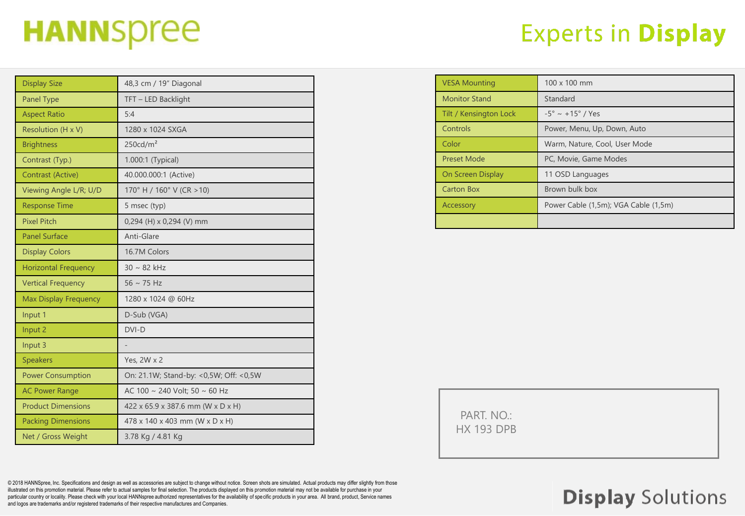# HANNspree

Experts in **Display**

| | |
|---|---|
| Display Size | 48,3 cm / 19" Diagonal |
| Panel Type | TFT – LED Backlight |
| Aspect Ratio | 5:4 |
| Resolution (H x V) | 1280 x 1024 SXGA |
| Brightness | 250cd/m² |
| Contrast (Typ.) | 1.000:1 (Typical) |
| Contrast (Active) | 40.000.000:1 (Active) |
| Viewing Angle L/R; U/D | 170° H / 160° V (CR >10) |
| Response Time | 5 msec (typ) |
| Pixel Pitch | 0,294 (H) x 0,294 (V) mm |
| Panel Surface | Anti-Glare |
| Display Colors | 16.7M Colors |
| Horizontal Frequency | 30 ~ 82 kHz |
| Vertical Frequency | 56 ~ 75 Hz |
| Max Display Frequency | 1280 x 1024 @ 60Hz |
| Input 1 | D-Sub (VGA) |
| Input 2 | DVI-D |
| Input 3 | - |
| Speakers | Yes, 2W x 2 |
| Power Consumption | On: 21.1W; Stand-by: <0,5W; Off: <0,5W |
| AC Power Range | AC 100 ~ 240 Volt; 50 ~ 60 Hz |
| Product Dimensions | 422 x 65.9 x 387.6 mm (W x D x H) |
| Packing Dimensions | 478 x 140 x 403 mm (W x D x H) |
| Net / Gross Weight | 3.78 Kg / 4.81 Kg |

| | |
|---|---|
| VESA Mounting | 100 x 100 mm |
| Monitor Stand | Standard |
| Tilt / Kensington Lock | -5° ~ +15° / Yes |
| Controls | Power, Menu, Up, Down, Auto |
| Color | Warm, Nature, Cool, User Mode |
| Preset Mode | PC, Movie, Game Modes |
| On Screen Display | 11 OSD Languages |
| Carton Box | Brown bulk box |
| Accessory | Power Cable (1,5m); VGA Cable (1,5m) |
| | |

PART. NO.:
HX 193 DPB

© 2018 HANNSpree, Inc. Specifications and design as well as accessories are subject to change without notice. Screen shots are simulated. Actual products may differ slightly from those illustrated on this promotion material. Please refer to actual samples for final selection. The products displayed on this promotion material may not be available for purchase in your particular country or locality. Please check with your local HANNspree authorized representatives for the availability of specific products in your area. All brand, product, Service names and logos are trademarks and/or registered trademarks of their respective manufactures and Companies.

**Display** Solutions